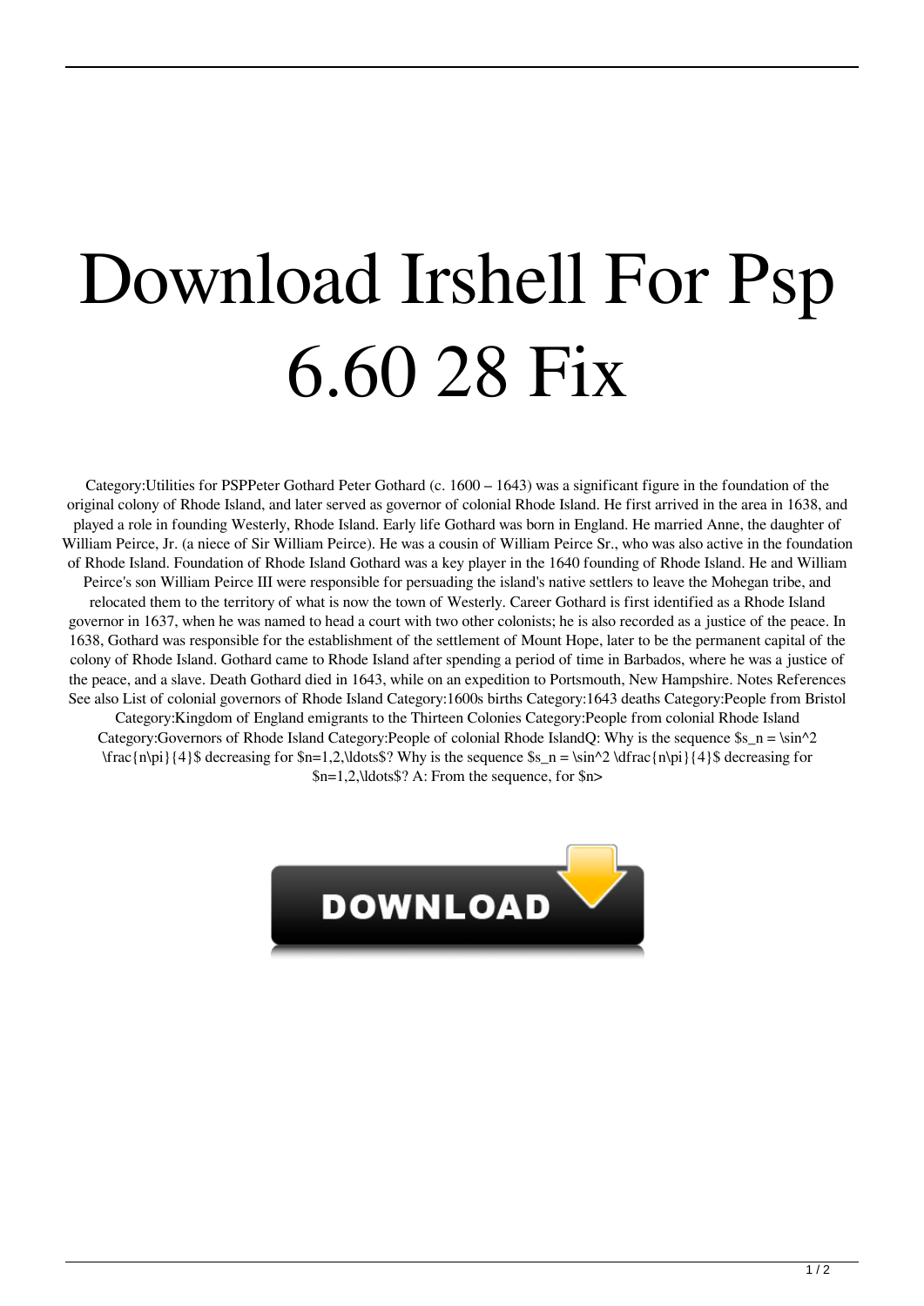# Download Irshell For Psp 6.60 28 Fix

Category:Utilities for PSPPeter Gothard Peter Gothard (c. 1600 – 1643) was a significant figure in the foundation of the original colony of Rhode Island, and later served as governor of colonial Rhode Island. He first arrived in the area in 1638, and played a role in founding Westerly, Rhode Island. Early life Gothard was born in England. He married Anne, the daughter of William Peirce, Jr. (a niece of Sir William Peirce). He was a cousin of William Peirce Sr., who was also active in the foundation of Rhode Island. Foundation of Rhode Island Gothard was a key player in the 1640 founding of Rhode Island. He and William Peirce's son William Peirce III were responsible for persuading the island's native settlers to leave the Mohegan tribe, and relocated them to the territory of what is now the town of Westerly. Career Gothard is first identified as a Rhode Island governor in 1637, when he was named to head a court with two other colonists; he is also recorded as a justice of the peace. In 1638, Gothard was responsible for the establishment of the settlement of Mount Hope, later to be the permanent capital of the colony of Rhode Island. Gothard came to Rhode Island after spending a period of time in Barbados, where he was a justice of the peace, and a slave. Death Gothard died in 1643, while on an expedition to Portsmouth, New Hampshire. Notes References See also List of colonial governors of Rhode Island Category:1600s births Category:1643 deaths Category:People from Bristol Category:Kingdom of England emigrants to the Thirteen Colonies Category:People from colonial Rhode Island Category:Governors of Rhode Island Category:People of colonial Rhode IslandQ: Why is the sequence $s_n = \sin^2 \frac{n\pi}{4}$ decreasing for $n=1,2,\ldots$? Why is the sequence $s_n = \sin^2 \dfrac{n\pi}{4}$ decreasing for $n=1,2,\ldots$? A: From the sequence, for $n>

DOWNLOAD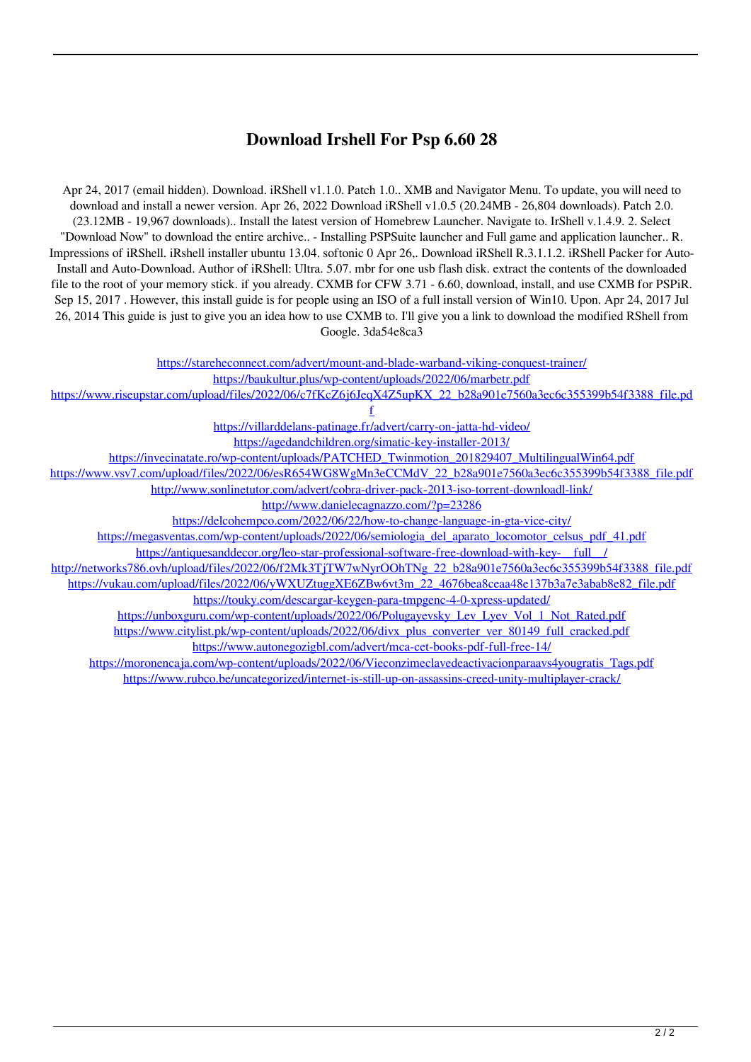# Download Irshell For Psp 6.60 28

Apr 24, 2017 (email hidden). Download. iRShell v1.1.0. Patch 1.0.. XMB and Navigator Menu. To update, you will need to download and install a newer version. Apr 26, 2022 Download iRShell v1.0.5 (20.24MB - 26,804 downloads). Patch 2.0. (23.12MB - 19,967 downloads).. Install the latest version of Homebrew Launcher. Navigate to. IrShell v.1.4.9. 2. Select "Download Now" to download the entire archive.. - Installing PSPSuite launcher and Full game and application launcher.. R. Impressions of iRShell. iRshell installer ubuntu 13.04. softonic 0 Apr 26,. Download iRShell R.3.1.1.2. iRShell Packer for Auto-Install and Auto-Download. Author of iRShell: Ultra. 5.07. mbr for one usb flash disk. extract the contents of the downloaded file to the root of your memory stick. if you already. CXMB for CFW 3.71 - 6.60, download, install, and use CXMB for PSPiR. Sep 15, 2017 . However, this install guide is for people using an ISO of a full install version of Win10. Upon. Apr 24, 2017 Jul 26, 2014 This guide is just to give you an idea how to use CXMB to. I'll give you a link to download the modified RShell from Google. 3da54e8ca3

https://stareheconnect.com/advert/mount-and-blade-warband-viking-conquest-trainer/
https://baukultur.plus/wp-content/uploads/2022/06/marbetr.pdf
https://www.riseupstar.com/upload/files/2022/06/c7fKcZ6j6JeqX4Z5upKX_22_b28a901e7560a3ec6c355399b54f3388_file.pdf
https://villarddelans-patinage.fr/advert/carry-on-jatta-hd-video/
https://agedandchildren.org/simatic-key-installer-2013/
https://invecinatate.ro/wp-content/uploads/PATCHED_Twinmotion_201829407_MultilingualWin64.pdf
https://www.vsv7.com/upload/files/2022/06/esR654WG8WgMn3eCCMdV_22_b28a901e7560a3ec6c355399b54f3388_file.pdf
http://www.sonlinetutor.com/advert/cobra-driver-pack-2013-iso-torrent-downloadl-link/
http://www.danielecagnazzo.com/?p=23286
https://delcohempco.com/2022/06/22/how-to-change-language-in-gta-vice-city/
https://megasventas.com/wp-content/uploads/2022/06/semiologia_del_aparato_locomotor_celsus_pdf_41.pdf
https://antiquesanddecor.org/leo-star-professional-software-free-download-with-key-__full__/
http://networks786.ovh/upload/files/2022/06/f2Mk3TjTW7wNyrOOhTNg_22_b28a901e7560a3ec6c355399b54f3388_file.pdf
https://vukau.com/upload/files/2022/06/yWXUZtuggXE6ZBw6vt3m_22_4676bea8ceaa48e137b3a7e3abab8e82_file.pdf
https://touky.com/descargar-keygen-para-tmpgenc-4-0-xpress-updated/
https://unboxguru.com/wp-content/uploads/2022/06/Polugayevsky_Lev_Lyev_Vol_1_Not_Rated.pdf
https://www.citylist.pk/wp-content/uploads/2022/06/divx_plus_converter_ver_80149_full_cracked.pdf
https://www.autonegozigbl.com/advert/mca-cet-books-pdf-full-free-14/
https://moronencaja.com/wp-content/uploads/2022/06/Vieconzimeclavedeactivacionparaavs4yougratis_Tags.pdf
https://www.rubco.be/uncategorized/internet-is-still-up-on-assassins-creed-unity-multiplayer-crack/